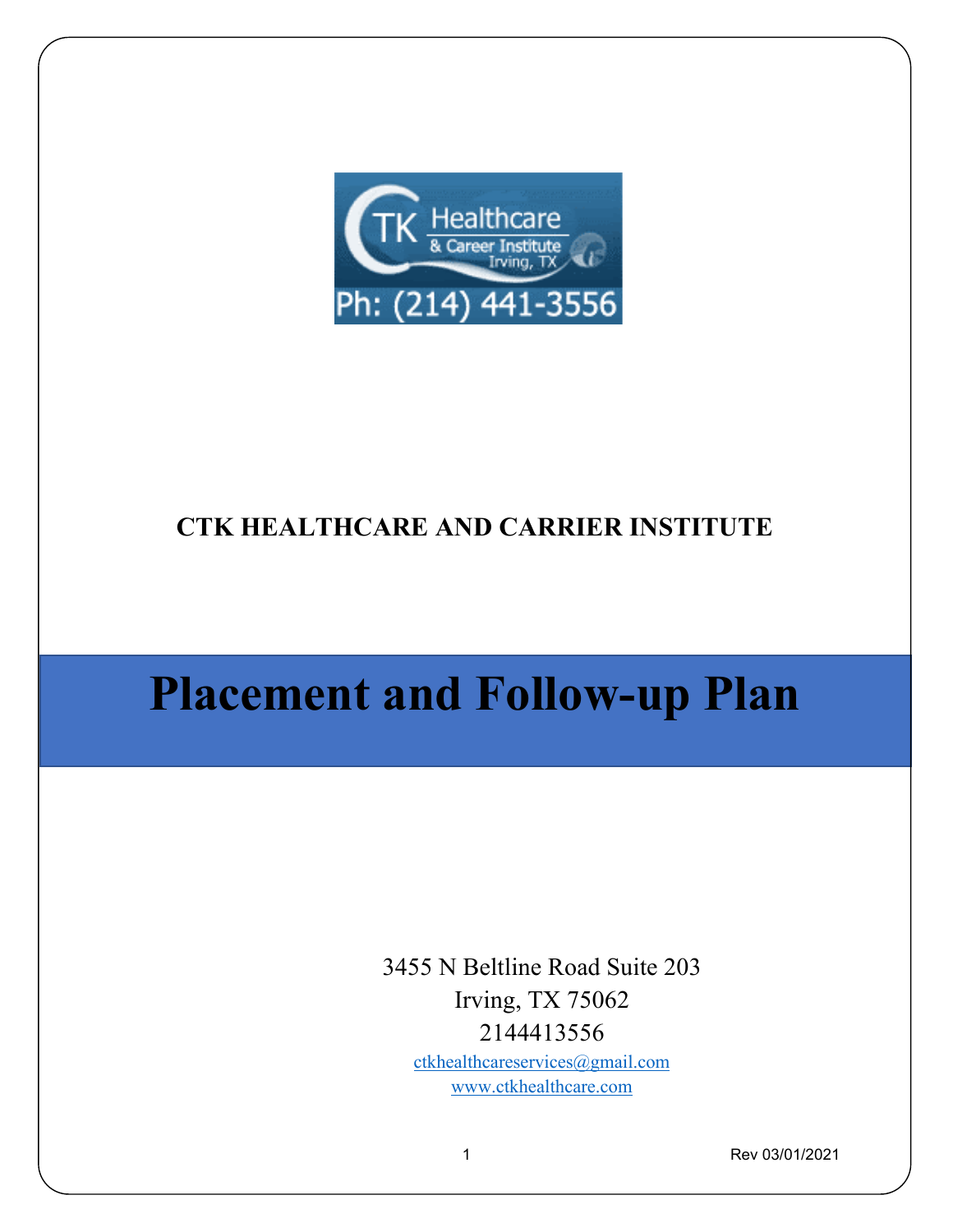**CTK HEALTHCARE AND CARRIER INSTITUTE**

# Placement and Follow-up Plan

3455 N Beltline Road Suite 203
Irving, TX 75062
2144413556
ctkhealthcareservices@gmail.com
www.ctkhealthcare.com

Rev 03/01/2021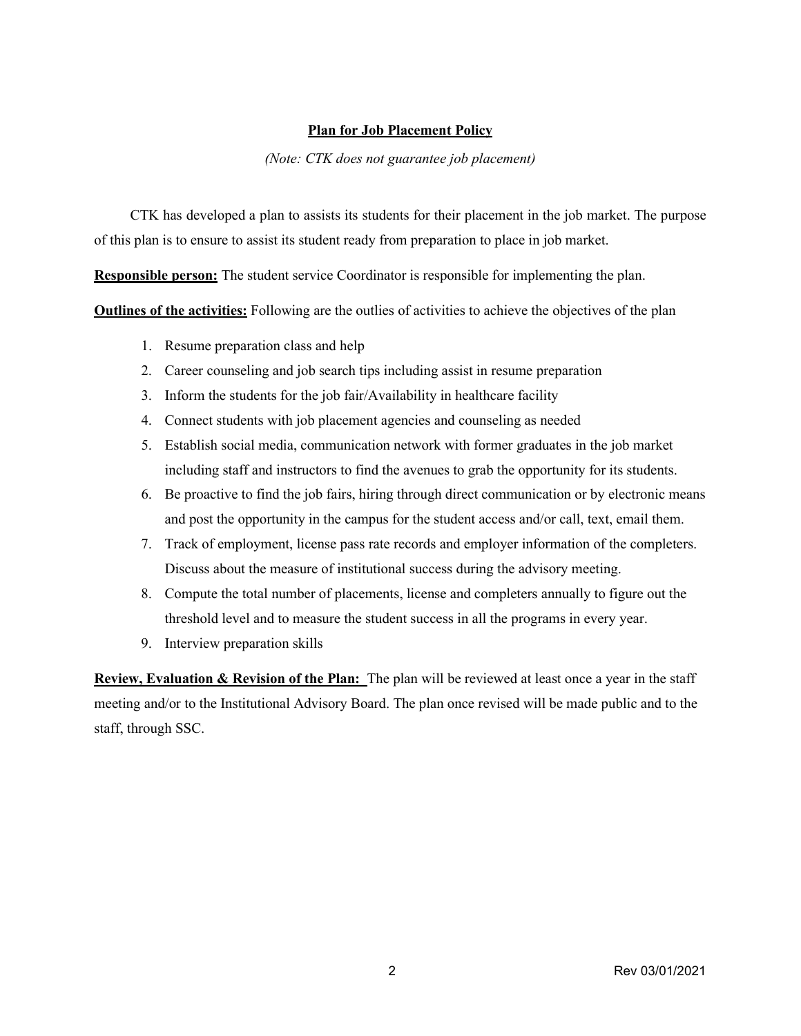## **Plan for Job Placement Policy**

*(Note: CTK does not guarantee job placement)*

CTK has developed a plan to assists its students for their placement in the job market. The purpose of this plan is to ensure to assist its student ready from preparation to place in job market.

**Responsible person:** The student service Coordinator is responsible for implementing the plan.

**Outlines of the activities:** Following are the outlies of activities to achieve the objectives of the plan

1. Resume preparation class and help
2. Career counseling and job search tips including assist in resume preparation
3. Inform the students for the job fair/Availability in healthcare facility
4. Connect students with job placement agencies and counseling as needed
5. Establish social media, communication network with former graduates in the job market including staff and instructors to find the avenues to grab the opportunity for its students.
6. Be proactive to find the job fairs, hiring through direct communication or by electronic means and post the opportunity in the campus for the student access and/or call, text, email them.
7. Track of employment, license pass rate records and employer information of the completers. Discuss about the measure of institutional success during the advisory meeting.
8. Compute the total number of placements, license and completers annually to figure out the threshold level and to measure the student success in all the programs in every year.
9. Interview preparation skills

**Review, Evaluation & Revision of the Plan:** The plan will be reviewed at least once a year in the staff meeting and/or to the Institutional Advisory Board. The plan once revised will be made public and to the staff, through SSC.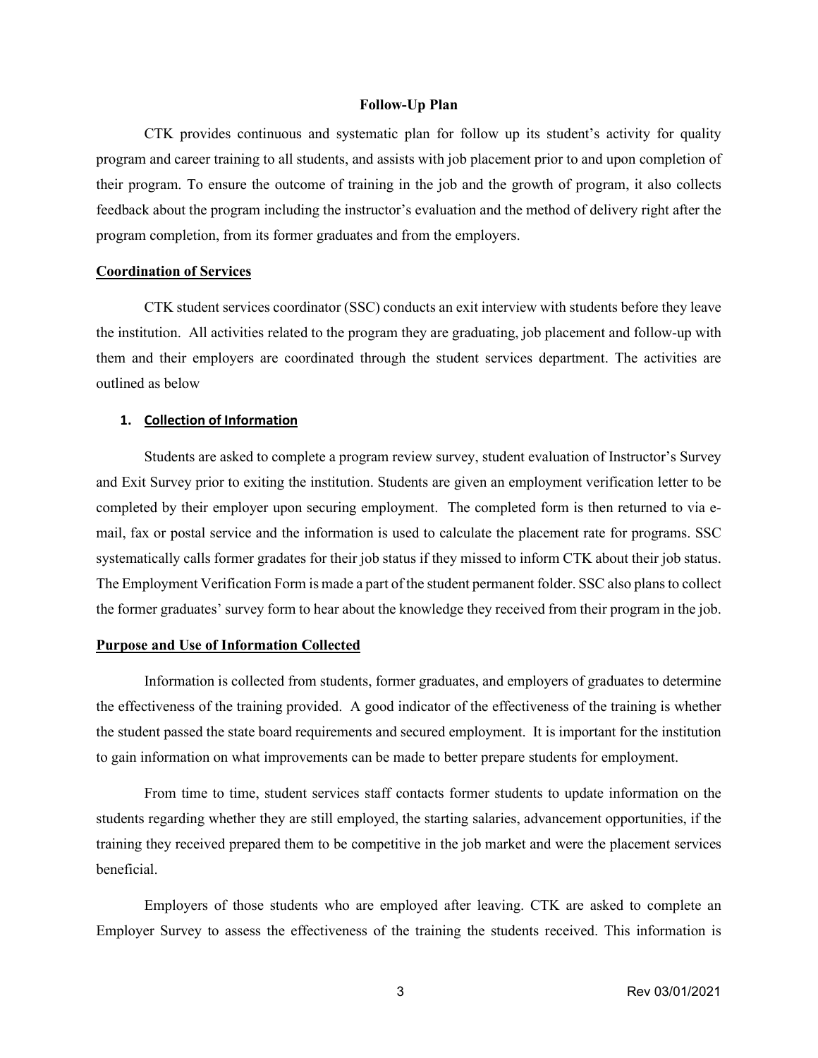**Follow-Up Plan**

CTK provides continuous and systematic plan for follow up its student's activity for quality program and career training to all students, and assists with job placement prior to and upon completion of their program. To ensure the outcome of training in the job and the growth of program, it also collects feedback about the program including the instructor's evaluation and the method of delivery right after the program completion, from its former graduates and from the employers.

**Coordination of Services**

CTK student services coordinator (SSC) conducts an exit interview with students before they leave the institution. All activities related to the program they are graduating, job placement and follow-up with them and their employers are coordinated through the student services department. The activities are outlined as below

**1. Collection of Information**

Students are asked to complete a program review survey, student evaluation of Instructor's Survey and Exit Survey prior to exiting the institution. Students are given an employment verification letter to be completed by their employer upon securing employment. The completed form is then returned to via e-mail, fax or postal service and the information is used to calculate the placement rate for programs. SSC systematically calls former gradates for their job status if they missed to inform CTK about their job status. The Employment Verification Form is made a part of the student permanent folder. SSC also plans to collect the former graduates' survey form to hear about the knowledge they received from their program in the job.

**Purpose and Use of Information Collected**

Information is collected from students, former graduates, and employers of graduates to determine the effectiveness of the training provided. A good indicator of the effectiveness of the training is whether the student passed the state board requirements and secured employment. It is important for the institution to gain information on what improvements can be made to better prepare students for employment.

From time to time, student services staff contacts former students to update information on the students regarding whether they are still employed, the starting salaries, advancement opportunities, if the training they received prepared them to be competitive in the job market and were the placement services beneficial.

Employers of those students who are employed after leaving. CTK are asked to complete an Employer Survey to assess the effectiveness of the training the students received. This information is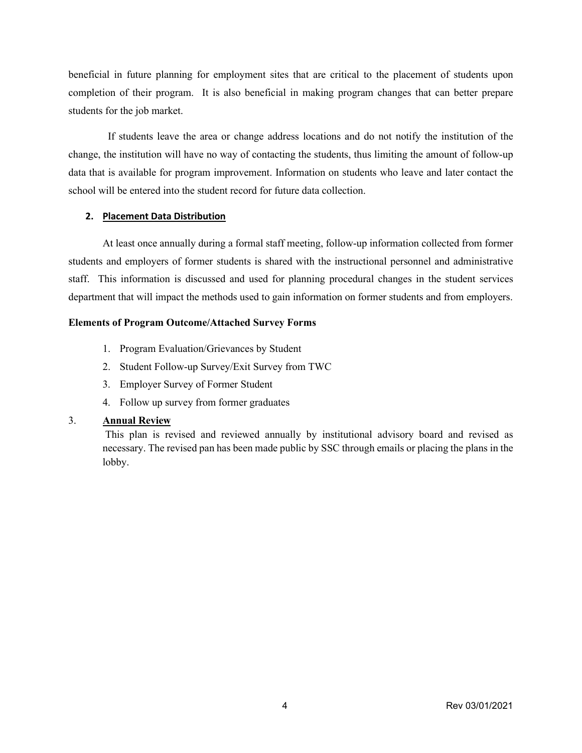beneficial in future planning for employment sites that are critical to the placement of students upon completion of their program. It is also beneficial in making program changes that can better prepare students for the job market.

If students leave the area or change address locations and do not notify the institution of the change, the institution will have no way of contacting the students, thus limiting the amount of follow-up data that is available for program improvement. Information on students who leave and later contact the school will be entered into the student record for future data collection.

**2. <u>Placement Data Distribution</u>**

At least once annually during a formal staff meeting, follow-up information collected from former students and employers of former students is shared with the instructional personnel and administrative staff. This information is discussed and used for planning procedural changes in the student services department that will impact the methods used to gain information on former students and from employers.

**Elements of Program Outcome/Attached Survey Forms**

1. Program Evaluation/Grievances by Student
2. Student Follow-up Survey/Exit Survey from TWC
3. Employer Survey of Former Student
4. Follow up survey from former graduates

3. **<u>Annual Review</u>**

This plan is revised and reviewed annually by institutional advisory board and revised as necessary. The revised pan has been made public by SSC through emails or placing the plans in the lobby.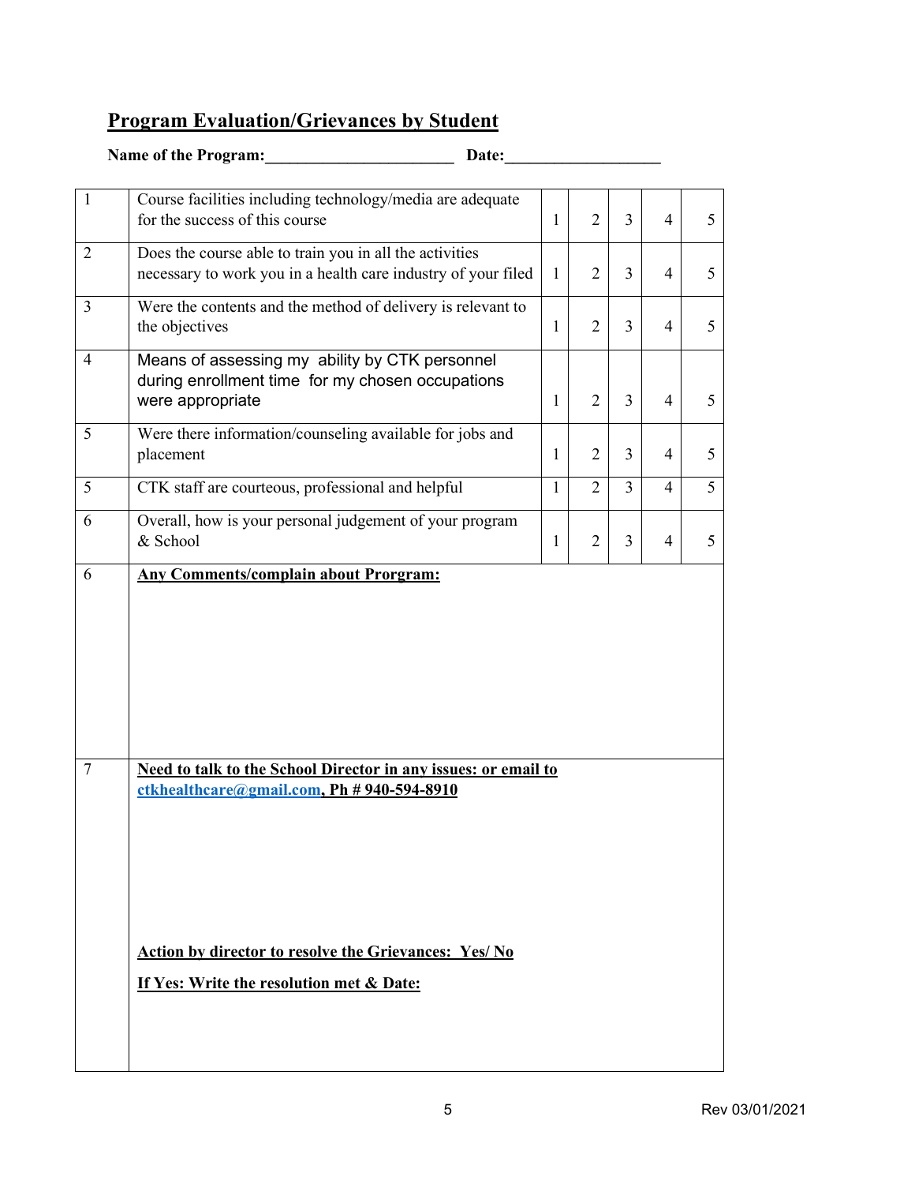## Program Evaluation/Grievances by Student

**Name of the Program:_______________________ Date:___________________**

| | | | | | | |
|---|---|---|---|---|---|---|
| 1 | Course facilities including technology/media are adequate for the success of this course | 1 | 2 | 3 | 4 | 5 |
| 2 | Does the course able to train you in all the activities necessary to work you in a health care industry of your filed | 1 | 2 | 3 | 4 | 5 |
| 3 | Were the contents and the method of delivery is relevant to the objectives | 1 | 2 | 3 | 4 | 5 |
| 4 | Means of assessing my ability by CTK personnel during enrollment time for my chosen occupations were appropriate | 1 | 2 | 3 | 4 | 5 |
| 5 | Were there information/counseling available for jobs and placement | 1 | 2 | 3 | 4 | 5 |
| 5 | CTK staff are courteous, professional and helpful | 1 | 2 | 3 | 4 | 5 |
| 6 | Overall, how is your personal judgement of your program & School | 1 | 2 | 3 | 4 | 5 |
| 6 | **Any Comments/complain about Prorgram:** | | | | | |
| 7 | **Need to talk to the School Director in any issues: or email to ctkhealthcare@gmail.com, Ph # 940-594-8910**<br><br>**Action by director to resolve the Grievances: Yes/ No**<br><br>**If Yes: Write the resolution met & Date:** | | | | | |

Rev 03/01/2021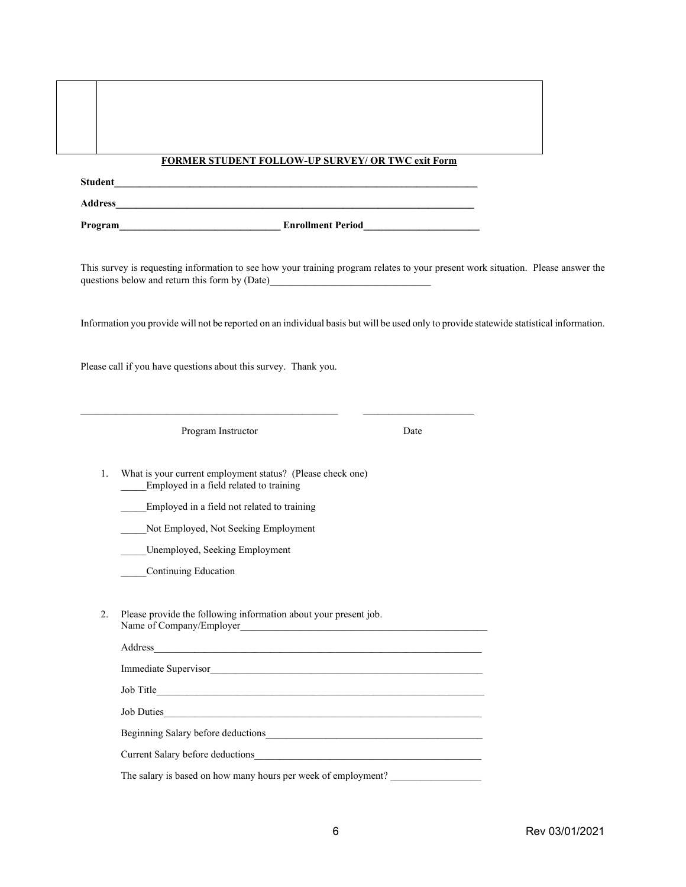**FORMER STUDENT FOLLOW-UP SURVEY/ OR TWC exit Form**

**Student**___________________________________________________________________________

**Address**__________________________________________________________________________

**Program**________________________________ **Enrollment Period**_______________________

This survey is requesting information to see how your training program relates to your present work situation. Please answer the questions below and return this form by (Date)________________________________

Information you provide will not be reported on an individual basis but will be used only to provide statewide statistical information.

Please call if you have questions about this survey. Thank you.

____________________________________________________ ______________________

Program Instructor Date

1. What is your current employment status? (Please check one)
   _____Employed in a field related to training
   
   _____Employed in a field not related to training
   
   _____Not Employed, Not Seeking Employment
   
   _____Unemployed, Seeking Employment
   
   _____Continuing Education

2. Please provide the following information about your present job.
   Name of Company/Employer__________________________________________________
   
   Address__________________________________________________________________
   
   Immediate Supervisor______________________________________________________
   
   Job Title_________________________________________________________________
   
   Job Duties________________________________________________________________
   
   Beginning Salary before deductions___________________________________________
   
   Current Salary before deductions_____________________________________________
   
   The salary is based on how many hours per week of employment? _________________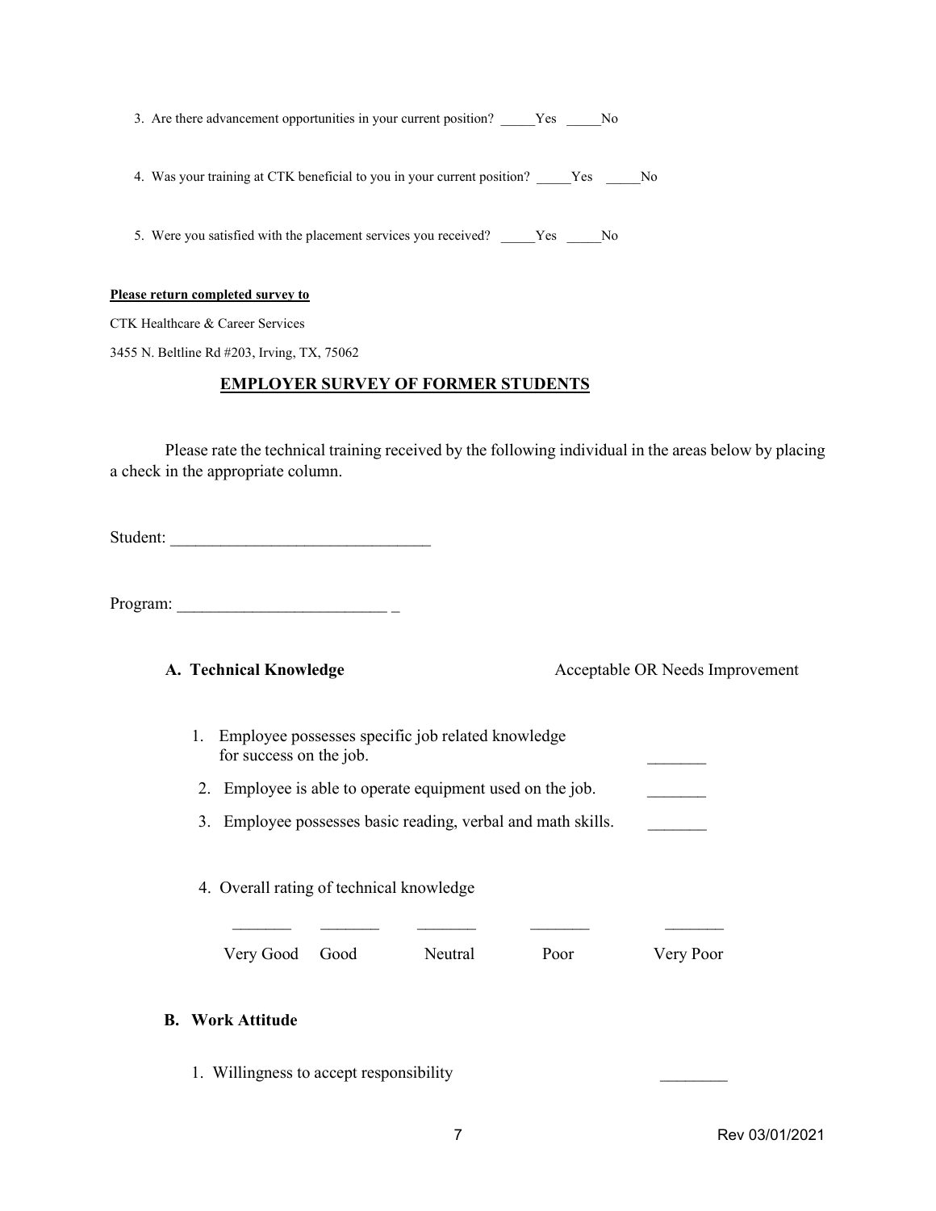3. Are there advancement opportunities in your current position? _____Yes _____No

4. Was your training at CTK beneficial to you in your current position? _____Yes _____No

5. Were you satisfied with the placement services you received? _____Yes _____No

**Please return completed survey to**

CTK Healthcare & Career Services

3455 N. Beltline Rd #203, Irving, TX, 75062

## EMPLOYER SURVEY OF FORMER STUDENTS

Please rate the technical training received by the following individual in the areas below by placing a check in the appropriate column.

Student: _______________________________

Program: _________________________ _

**A. Technical Knowledge** Acceptable OR Needs Improvement

1. Employee possesses specific job related knowledge for success on the job. _______
2. Employee is able to operate equipment used on the job. _______
3. Employee possesses basic reading, verbal and math skills. _______
4. Overall rating of technical knowledge

| _______ | _______ | _______ | _______ | _______ |
|---|---|---|---|---|
| Very Good | Good | Neutral | Poor | Very Poor |

**B. Work Attitude**

1. Willingness to accept responsibility ________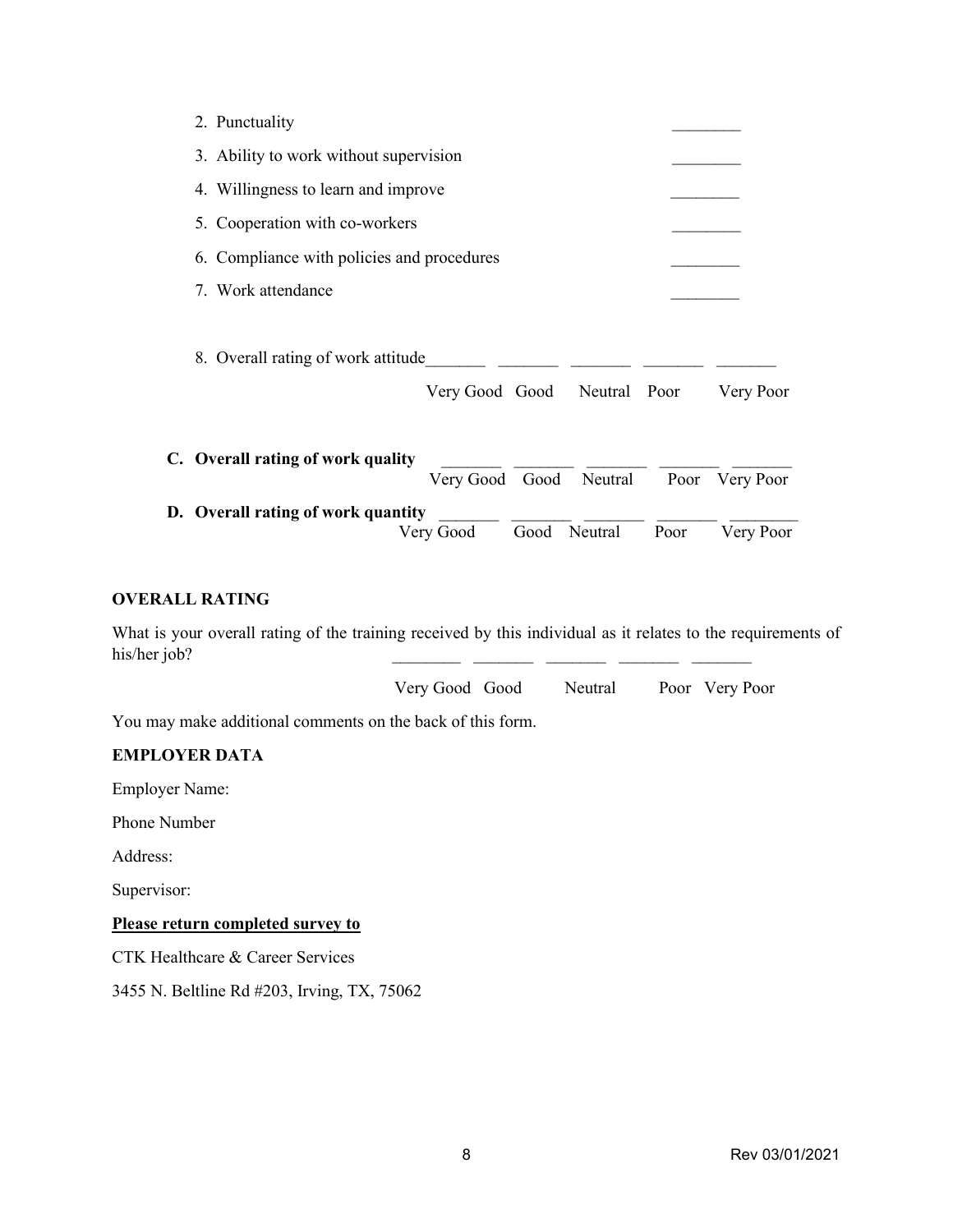2. Punctuality ________
3. Ability to work without supervision ________
4. Willingness to learn and improve ________
5. Cooperation with co-workers ________
6. Compliance with policies and procedures ________
7. Work attendance ________

8. Overall rating of work attitude_______ _______ _______ _______ _______

Very Good Good Neutral Poor Very Poor

**C. Overall rating of work quality** _______ _______ _______ _______ _______

Very Good Good Neutral Poor Very Poor

**D. Overall rating of work quantity** _______ _______ _______ _______ ________

Very Good Good Neutral Poor Very Poor

**OVERALL RATING**

What is your overall rating of the training received by this individual as it relates to the requirements of his/her job? ________ _______ _______ _______ _______

Very Good Good Neutral Poor Very Poor

You may make additional comments on the back of this form.

**EMPLOYER DATA**

Employer Name:

Phone Number

Address:

Supervisor:

**Please return completed survey to**

CTK Healthcare & Career Services

3455 N. Beltline Rd #203, Irving, TX, 75062

Rev 03/01/2021